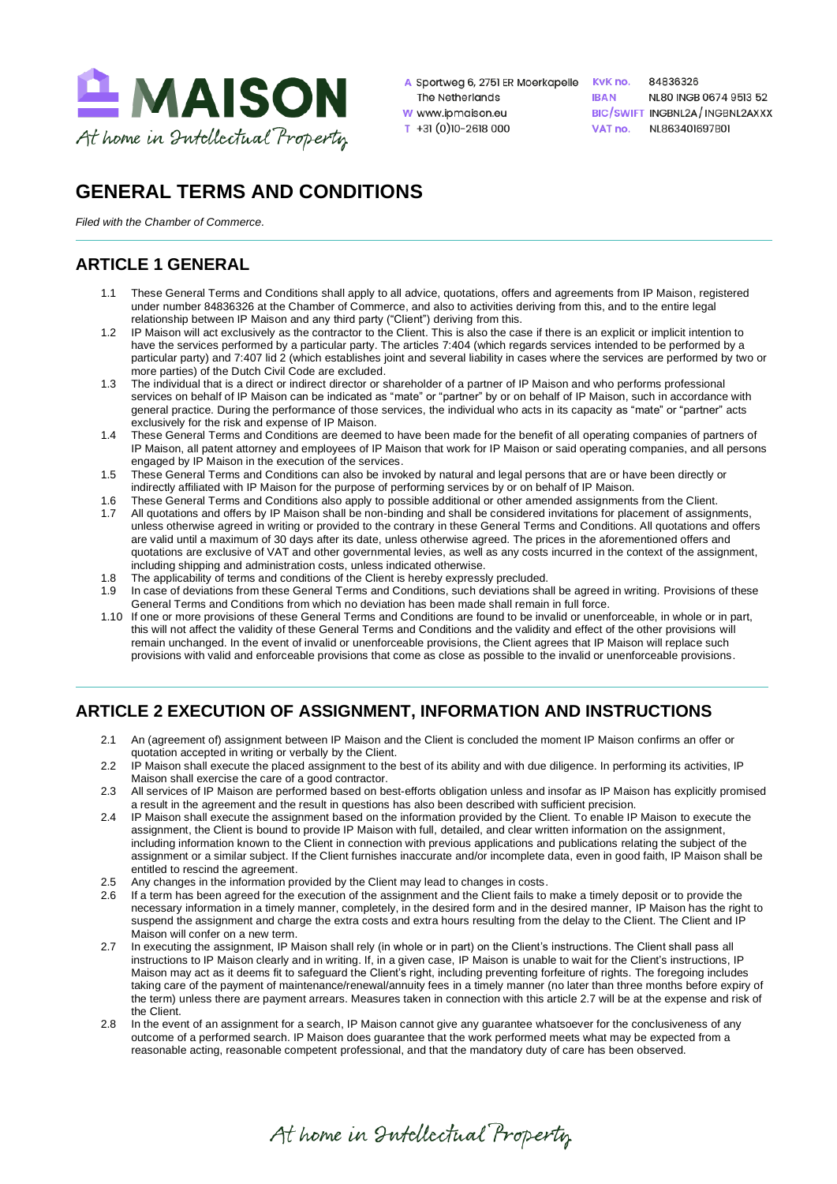MAISON
At home in Intellectual Property

A Sportweg 6, 2751 ER Moerkapelle
The Netherlands
W www.ipmaison.eu
T +31 (0)10-2618 000

KvK no. 84836326
IBAN NL80 INGB 0674 9513 52
BIC/SWIFT INGBNL2A / INGBNL2AXXX
VAT no. NL863401697B01

# GENERAL TERMS AND CONDITIONS

*Filed with the Chamber of Commerce.*

## ARTICLE 1 GENERAL

1.1 These General Terms and Conditions shall apply to all advice, quotations, offers and agreements from IP Maison, registered under number 84836326 at the Chamber of Commerce, and also to activities deriving from this, and to the entire legal relationship between IP Maison and any third party ("Client") deriving from this.

1.2 IP Maison will act exclusively as the contractor to the Client. This is also the case if there is an explicit or implicit intention to have the services performed by a particular party. The articles 7:404 (which regards services intended to be performed by a particular party) and 7:407 lid 2 (which establishes joint and several liability in cases where the services are performed by two or more parties) of the Dutch Civil Code are excluded.

1.3 The individual that is a direct or indirect director or shareholder of a partner of IP Maison and who performs professional services on behalf of IP Maison can be indicated as "mate" or "partner" by or on behalf of IP Maison, such in accordance with general practice. During the performance of those services, the individual who acts in its capacity as "mate" or "partner" acts exclusively for the risk and expense of IP Maison.

1.4 These General Terms and Conditions are deemed to have been made for the benefit of all operating companies of partners of IP Maison, all patent attorney and employees of IP Maison that work for IP Maison or said operating companies, and all persons engaged by IP Maison in the execution of the services.

1.5 These General Terms and Conditions can also be invoked by natural and legal persons that are or have been directly or indirectly affiliated with IP Maison for the purpose of performing services by or on behalf of IP Maison.

1.6 These General Terms and Conditions also apply to possible additional or other amended assignments from the Client.

1.7 All quotations and offers by IP Maison shall be non-binding and shall be considered invitations for placement of assignments, unless otherwise agreed in writing or provided to the contrary in these General Terms and Conditions. All quotations and offers are valid until a maximum of 30 days after its date, unless otherwise agreed. The prices in the aforementioned offers and quotations are exclusive of VAT and other governmental levies, as well as any costs incurred in the context of the assignment, including shipping and administration costs, unless indicated otherwise.

1.8 The applicability of terms and conditions of the Client is hereby expressly precluded.

1.9 In case of deviations from these General Terms and Conditions, such deviations shall be agreed in writing. Provisions of these General Terms and Conditions from which no deviation has been made shall remain in full force.

1.10 If one or more provisions of these General Terms and Conditions are found to be invalid or unenforceable, in whole or in part, this will not affect the validity of these General Terms and Conditions and the validity and effect of the other provisions will remain unchanged. In the event of invalid or unenforceable provisions, the Client agrees that IP Maison will replace such provisions with valid and enforceable provisions that come as close as possible to the invalid or unenforceable provisions.

## ARTICLE 2 EXECUTION OF ASSIGNMENT, INFORMATION AND INSTRUCTIONS

2.1 An (agreement of) assignment between IP Maison and the Client is concluded the moment IP Maison confirms an offer or quotation accepted in writing or verbally by the Client.

2.2 IP Maison shall execute the placed assignment to the best of its ability and with due diligence. In performing its activities, IP Maison shall exercise the care of a good contractor.

2.3 All services of IP Maison are performed based on best-efforts obligation unless and insofar as IP Maison has explicitly promised a result in the agreement and the result in questions has also been described with sufficient precision.

2.4 IP Maison shall execute the assignment based on the information provided by the Client. To enable IP Maison to execute the assignment, the Client is bound to provide IP Maison with full, detailed, and clear written information on the assignment, including information known to the Client in connection with previous applications and publications relating the subject of the assignment or a similar subject. If the Client furnishes inaccurate and/or incomplete data, even in good faith, IP Maison shall be entitled to rescind the agreement.

2.5 Any changes in the information provided by the Client may lead to changes in costs.

2.6 If a term has been agreed for the execution of the assignment and the Client fails to make a timely deposit or to provide the necessary information in a timely manner, completely, in the desired form and in the desired manner, IP Maison has the right to suspend the assignment and charge the extra costs and extra hours resulting from the delay to the Client. The Client and IP Maison will confer on a new term.

2.7 In executing the assignment, IP Maison shall rely (in whole or in part) on the Client's instructions. The Client shall pass all instructions to IP Maison clearly and in writing. If, in a given case, IP Maison is unable to wait for the Client's instructions, IP Maison may act as it deems fit to safeguard the Client's right, including preventing forfeiture of rights. The foregoing includes taking care of the payment of maintenance/renewal/annuity fees in a timely manner (no later than three months before expiry of the term) unless there are payment arrears. Measures taken in connection with this article 2.7 will be at the expense and risk of the Client.

2.8 In the event of an assignment for a search, IP Maison cannot give any guarantee whatsoever for the conclusiveness of any outcome of a performed search. IP Maison does guarantee that the work performed meets what may be expected from a reasonable acting, reasonable competent professional, and that the mandatory duty of care has been observed.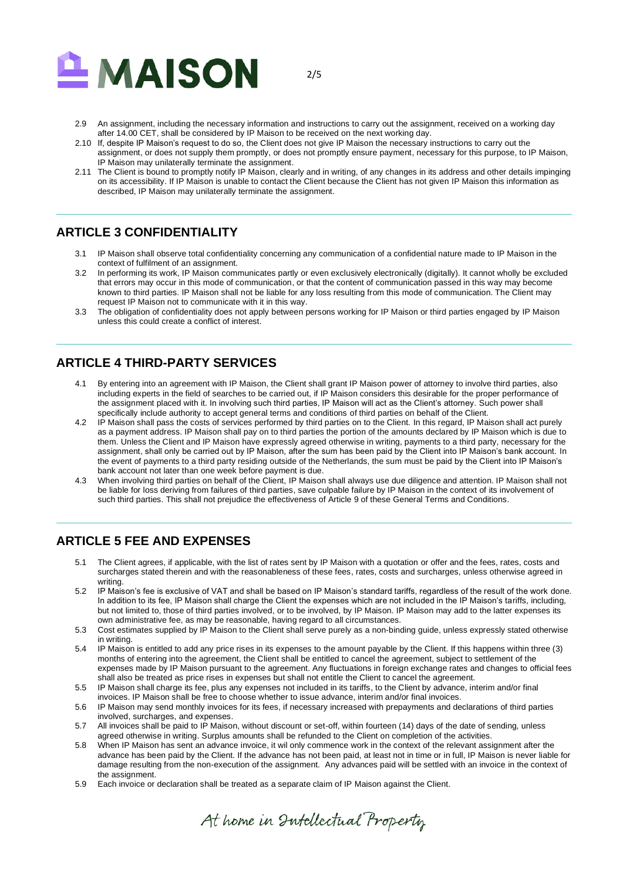2.9 An assignment, including the necessary information and instructions to carry out the assignment, received on a working day after 14.00 CET, shall be considered by IP Maison to be received on the next working day.

2.10 If, despite IP Maison's request to do so, the Client does not give IP Maison the necessary instructions to carry out the assignment, or does not supply them promptly, or does not promptly ensure payment, necessary for this purpose, to IP Maison, IP Maison may unilaterally terminate the assignment.

2.11 The Client is bound to promptly notify IP Maison, clearly and in writing, of any changes in its address and other details impinging on its accessibility. If IP Maison is unable to contact the Client because the Client has not given IP Maison this information as described, IP Maison may unilaterally terminate the assignment.

## ARTICLE 3 CONFIDENTIALITY

3.1 IP Maison shall observe total confidentiality concerning any communication of a confidential nature made to IP Maison in the context of fulfilment of an assignment.

3.2 In performing its work, IP Maison communicates partly or even exclusively electronically (digitally). It cannot wholly be excluded that errors may occur in this mode of communication, or that the content of communication passed in this way may become known to third parties. IP Maison shall not be liable for any loss resulting from this mode of communication. The Client may request IP Maison not to communicate with it in this way.

3.3 The obligation of confidentiality does not apply between persons working for IP Maison or third parties engaged by IP Maison unless this could create a conflict of interest.

## ARTICLE 4 THIRD-PARTY SERVICES

4.1 By entering into an agreement with IP Maison, the Client shall grant IP Maison power of attorney to involve third parties, also including experts in the field of searches to be carried out, if IP Maison considers this desirable for the proper performance of the assignment placed with it. In involving such third parties, IP Maison will act as the Client's attorney. Such power shall specifically include authority to accept general terms and conditions of third parties on behalf of the Client.

4.2 IP Maison shall pass the costs of services performed by third parties on to the Client. In this regard, IP Maison shall act purely as a payment address. IP Maison shall pay on to third parties the portion of the amounts declared by IP Maison which is due to them. Unless the Client and IP Maison have expressly agreed otherwise in writing, payments to a third party, necessary for the assignment, shall only be carried out by IP Maison, after the sum has been paid by the Client into IP Maison's bank account. In the event of payments to a third party residing outside of the Netherlands, the sum must be paid by the Client into IP Maison's bank account not later than one week before payment is due.

4.3 When involving third parties on behalf of the Client, IP Maison shall always use due diligence and attention. IP Maison shall not be liable for loss deriving from failures of third parties, save culpable failure by IP Maison in the context of its involvement of such third parties. This shall not prejudice the effectiveness of Article 9 of these General Terms and Conditions.

## ARTICLE 5 FEE AND EXPENSES

5.1 The Client agrees, if applicable, with the list of rates sent by IP Maison with a quotation or offer and the fees, rates, costs and surcharges stated therein and with the reasonableness of these fees, rates, costs and surcharges, unless otherwise agreed in writing.

5.2 IP Maison's fee is exclusive of VAT and shall be based on IP Maison's standard tariffs, regardless of the result of the work done. In addition to its fee, IP Maison shall charge the Client the expenses which are not included in the IP Maison's tariffs, including, but not limited to, those of third parties involved, or to be involved, by IP Maison. IP Maison may add to the latter expenses its own administrative fee, as may be reasonable, having regard to all circumstances.

5.3 Cost estimates supplied by IP Maison to the Client shall serve purely as a non-binding guide, unless expressly stated otherwise in writing.

5.4 IP Maison is entitled to add any price rises in its expenses to the amount payable by the Client. If this happens within three (3) months of entering into the agreement, the Client shall be entitled to cancel the agreement, subject to settlement of the expenses made by IP Maison pursuant to the agreement. Any fluctuations in foreign exchange rates and changes to official fees shall also be treated as price rises in expenses but shall not entitle the Client to cancel the agreement.

5.5 IP Maison shall charge its fee, plus any expenses not included in its tariffs, to the Client by advance, interim and/or final invoices. IP Maison shall be free to choose whether to issue advance, interim and/or final invoices.

5.6 IP Maison may send monthly invoices for its fees, if necessary increased with prepayments and declarations of third parties involved, surcharges, and expenses.

5.7 All invoices shall be paid to IP Maison, without discount or set-off, within fourteen (14) days of the date of sending, unless agreed otherwise in writing. Surplus amounts shall be refunded to the Client on completion of the activities.

5.8 When IP Maison has sent an advance invoice, it wil only commence work in the context of the relevant assignment after the advance has been paid by the Client. If the advance has not been paid, at least not in time or in full, IP Maison is never liable for damage resulting from the non-execution of the assignment. Any advances paid will be settled with an invoice in the context of the assignment.

5.9 Each invoice or declaration shall be treated as a separate claim of IP Maison against the Client.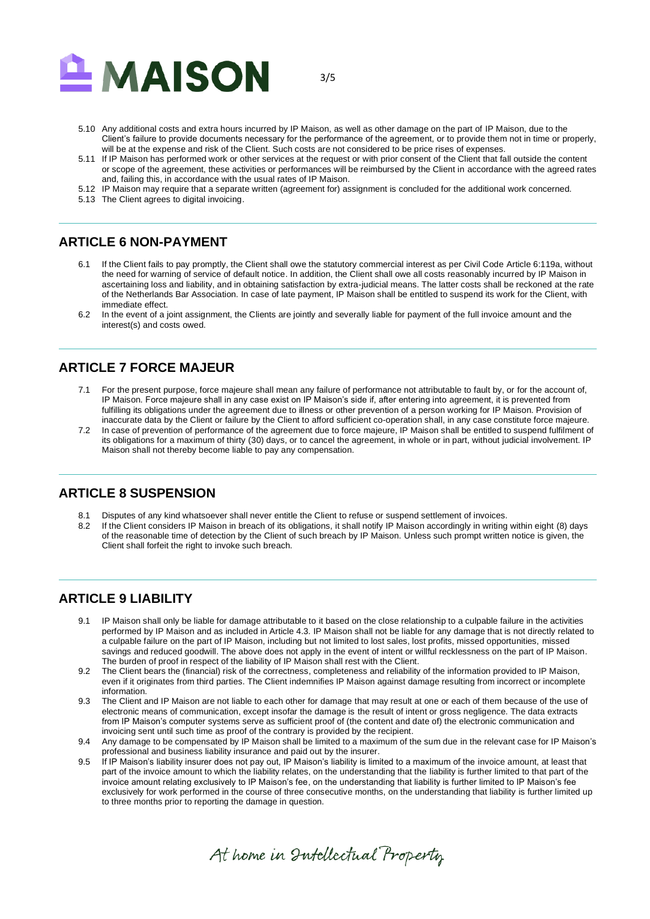5.10 Any additional costs and extra hours incurred by IP Maison, as well as other damage on the part of IP Maison, due to the Client's failure to provide documents necessary for the performance of the agreement, or to provide them not in time or properly, will be at the expense and risk of the Client. Such costs are not considered to be price rises of expenses.

5.11 If IP Maison has performed work or other services at the request or with prior consent of the Client that fall outside the content or scope of the agreement, these activities or performances will be reimbursed by the Client in accordance with the agreed rates and, failing this, in accordance with the usual rates of IP Maison.

5.12 IP Maison may require that a separate written (agreement for) assignment is concluded for the additional work concerned.

5.13 The Client agrees to digital invoicing.

## ARTICLE 6 NON-PAYMENT

6.1 If the Client fails to pay promptly, the Client shall owe the statutory commercial interest as per Civil Code Article 6:119a, without the need for warning of service of default notice. In addition, the Client shall owe all costs reasonably incurred by IP Maison in ascertaining loss and liability, and in obtaining satisfaction by extra-judicial means. The latter costs shall be reckoned at the rate of the Netherlands Bar Association. In case of late payment, IP Maison shall be entitled to suspend its work for the Client, with immediate effect.

6.2 In the event of a joint assignment, the Clients are jointly and severally liable for payment of the full invoice amount and the interest(s) and costs owed.

## ARTICLE 7 FORCE MAJEUR

7.1 For the present purpose, force majeure shall mean any failure of performance not attributable to fault by, or for the account of, IP Maison. Force majeure shall in any case exist on IP Maison's side if, after entering into agreement, it is prevented from fulfilling its obligations under the agreement due to illness or other prevention of a person working for IP Maison. Provision of inaccurate data by the Client or failure by the Client to afford sufficient co-operation shall, in any case constitute force majeure.

7.2 In case of prevention of performance of the agreement due to force majeure, IP Maison shall be entitled to suspend fulfilment of its obligations for a maximum of thirty (30) days, or to cancel the agreement, in whole or in part, without judicial involvement. IP Maison shall not thereby become liable to pay any compensation.

## ARTICLE 8 SUSPENSION

8.1 Disputes of any kind whatsoever shall never entitle the Client to refuse or suspend settlement of invoices.

8.2 If the Client considers IP Maison in breach of its obligations, it shall notify IP Maison accordingly in writing within eight (8) days of the reasonable time of detection by the Client of such breach by IP Maison. Unless such prompt written notice is given, the Client shall forfeit the right to invoke such breach.

## ARTICLE 9 LIABILITY

9.1 IP Maison shall only be liable for damage attributable to it based on the close relationship to a culpable failure in the activities performed by IP Maison and as included in Article 4.3. IP Maison shall not be liable for any damage that is not directly related to a culpable failure on the part of IP Maison, including but not limited to lost sales, lost profits, missed opportunities, missed savings and reduced goodwill. The above does not apply in the event of intent or willful recklessness on the part of IP Maison. The burden of proof in respect of the liability of IP Maison shall rest with the Client.

9.2 The Client bears the (financial) risk of the correctness, completeness and reliability of the information provided to IP Maison, even if it originates from third parties. The Client indemnifies IP Maison against damage resulting from incorrect or incomplete information.

9.3 The Client and IP Maison are not liable to each other for damage that may result at one or each of them because of the use of electronic means of communication, except insofar the damage is the result of intent or gross negligence. The data extracts from IP Maison's computer systems serve as sufficient proof of (the content and date of) the electronic communication and invoicing sent until such time as proof of the contrary is provided by the recipient.

9.4 Any damage to be compensated by IP Maison shall be limited to a maximum of the sum due in the relevant case for IP Maison's professional and business liability insurance and paid out by the insurer.

9.5 If IP Maison's liability insurer does not pay out, IP Maison's liability is limited to a maximum of the invoice amount, at least that part of the invoice amount to which the liability relates, on the understanding that the liability is further limited to that part of the invoice amount relating exclusively to IP Maison's fee, on the understanding that liability is further limited to IP Maison's fee exclusively for work performed in the course of three consecutive months, on the understanding that liability is further limited up to three months prior to reporting the damage in question.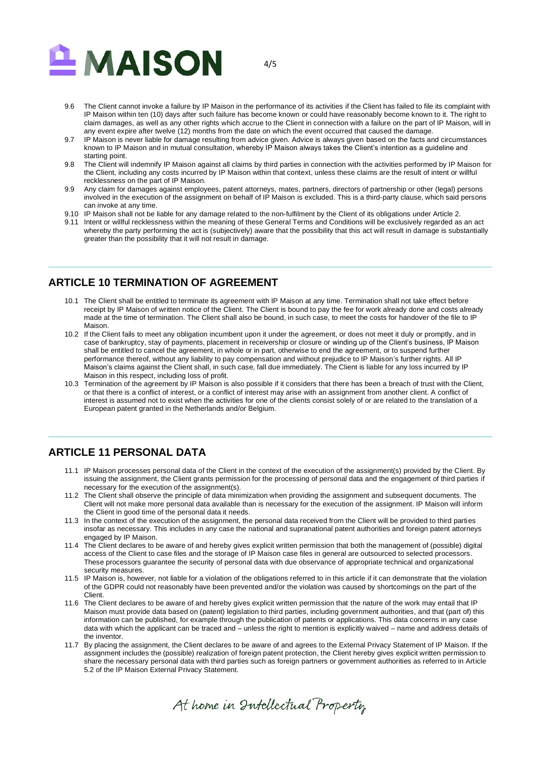9.6 The Client cannot invoke a failure by IP Maison in the performance of its activities if the Client has failed to file its complaint with IP Maison within ten (10) days after such failure has become known or could have reasonably become known to it. The right to claim damages, as well as any other rights which accrue to the Client in connection with a failure on the part of IP Maison, will in any event expire after twelve (12) months from the date on which the event occurred that caused the damage.

9.7 IP Maison is never liable for damage resulting from advice given. Advice is always given based on the facts and circumstances known to IP Maison and in mutual consultation, whereby IP Maison always takes the Client's intention as a guideline and starting point.

9.8 The Client will indemnify IP Maison against all claims by third parties in connection with the activities performed by IP Maison for the Client, including any costs incurred by IP Maison within that context, unless these claims are the result of intent or willful recklessness on the part of IP Maison.

9.9 Any claim for damages against employees, patent attorneys, mates, partners, directors of partnership or other (legal) persons involved in the execution of the assignment on behalf of IP Maison is excluded. This is a third-party clause, which said persons can invoke at any time.

9.10 IP Maison shall not be liable for any damage related to the non-fulfilment by the Client of its obligations under Article 2.

9.11 Intent or willful recklessness within the meaning of these General Terms and Conditions will be exclusively regarded as an act whereby the party performing the act is (subjectively) aware that the possibility that this act will result in damage is substantially greater than the possibility that it will not result in damage.

## ARTICLE 10 TERMINATION OF AGREEMENT

10.1 The Client shall be entitled to terminate its agreement with IP Maison at any time. Termination shall not take effect before receipt by IP Maison of written notice of the Client. The Client is bound to pay the fee for work already done and costs already made at the time of termination. The Client shall also be bound, in such case, to meet the costs for handover of the file to IP Maison.

10.2 If the Client fails to meet any obligation incumbent upon it under the agreement, or does not meet it duly or promptly, and in case of bankruptcy, stay of payments, placement in receivership or closure or winding up of the Client's business, IP Maison shall be entitled to cancel the agreement, in whole or in part, otherwise to end the agreement, or to suspend further performance thereof, without any liability to pay compensation and without prejudice to IP Maison's further rights. All IP Maison's claims against the Client shall, in such case, fall due immediately. The Client is liable for any loss incurred by IP Maison in this respect, including loss of profit.

10.3 Termination of the agreement by IP Maison is also possible if it considers that there has been a breach of trust with the Client, or that there is a conflict of interest, or a conflict of interest may arise with an assignment from another client. A conflict of interest is assumed not to exist when the activities for one of the clients consist solely of or are related to the translation of a European patent granted in the Netherlands and/or Belgium.

## ARTICLE 11 PERSONAL DATA

11.1 IP Maison processes personal data of the Client in the context of the execution of the assignment(s) provided by the Client. By issuing the assignment, the Client grants permission for the processing of personal data and the engagement of third parties if necessary for the execution of the assignment(s).

11.2 The Client shall observe the principle of data minimization when providing the assignment and subsequent documents. The Client will not make more personal data available than is necessary for the execution of the assignment. IP Maison will inform the Client in good time of the personal data it needs.

11.3 In the context of the execution of the assignment, the personal data received from the Client will be provided to third parties insofar as necessary. This includes in any case the national and supranational patent authorities and foreign patent attorneys engaged by IP Maison.

11.4 The Client declares to be aware of and hereby gives explicit written permission that both the management of (possible) digital access of the Client to case files and the storage of IP Maison case files in general are outsourced to selected processors. These processors guarantee the security of personal data with due observance of appropriate technical and organizational security measures.

11.5 IP Maison is, however, not liable for a violation of the obligations referred to in this article if it can demonstrate that the violation of the GDPR could not reasonably have been prevented and/or the violation was caused by shortcomings on the part of the Client.

11.6 The Client declares to be aware of and hereby gives explicit written permission that the nature of the work may entail that IP Maison must provide data based on (patent) legislation to third parties, including government authorities, and that (part of) this information can be published, for example through the publication of patents or applications. This data concerns in any case data with which the applicant can be traced and – unless the right to mention is explicitly waived – name and address details of the inventor.

11.7 By placing the assignment, the Client declares to be aware of and agrees to the External Privacy Statement of IP Maison. If the assignment includes the (possible) realization of foreign patent protection, the Client hereby gives explicit written permission to share the necessary personal data with third parties such as foreign partners or government authorities as referred to in Article 5.2 of the IP Maison External Privacy Statement.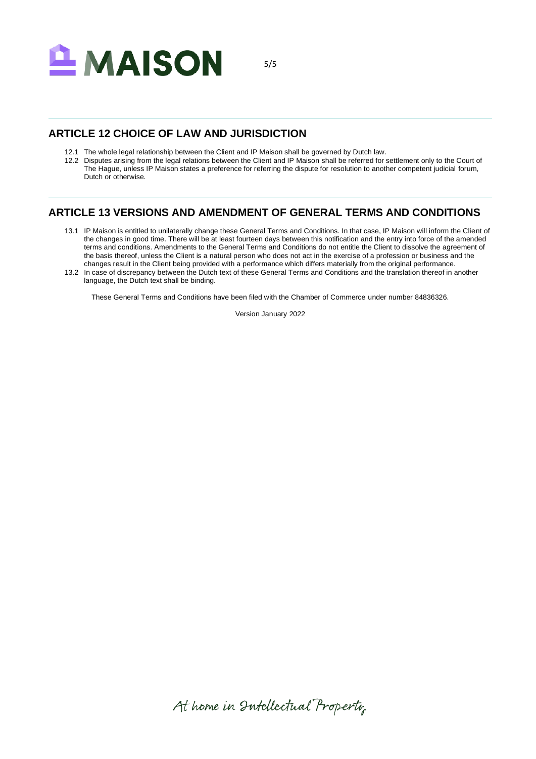## ARTICLE 12 CHOICE OF LAW AND JURISDICTION

12.1 The whole legal relationship between the Client and IP Maison shall be governed by Dutch law.

12.2 Disputes arising from the legal relations between the Client and IP Maison shall be referred for settlement only to the Court of The Hague, unless IP Maison states a preference for referring the dispute for resolution to another competent judicial forum, Dutch or otherwise.

## ARTICLE 13 VERSIONS AND AMENDMENT OF GENERAL TERMS AND CONDITIONS

13.1 IP Maison is entitled to unilaterally change these General Terms and Conditions. In that case, IP Maison will inform the Client of the changes in good time. There will be at least fourteen days between this notification and the entry into force of the amended terms and conditions. Amendments to the General Terms and Conditions do not entitle the Client to dissolve the agreement of the basis thereof, unless the Client is a natural person who does not act in the exercise of a profession or business and the changes result in the Client being provided with a performance which differs materially from the original performance.

13.2 In case of discrepancy between the Dutch text of these General Terms and Conditions and the translation thereof in another language, the Dutch text shall be binding.

These General Terms and Conditions have been filed with the Chamber of Commerce under number 84836326.

Version January 2022